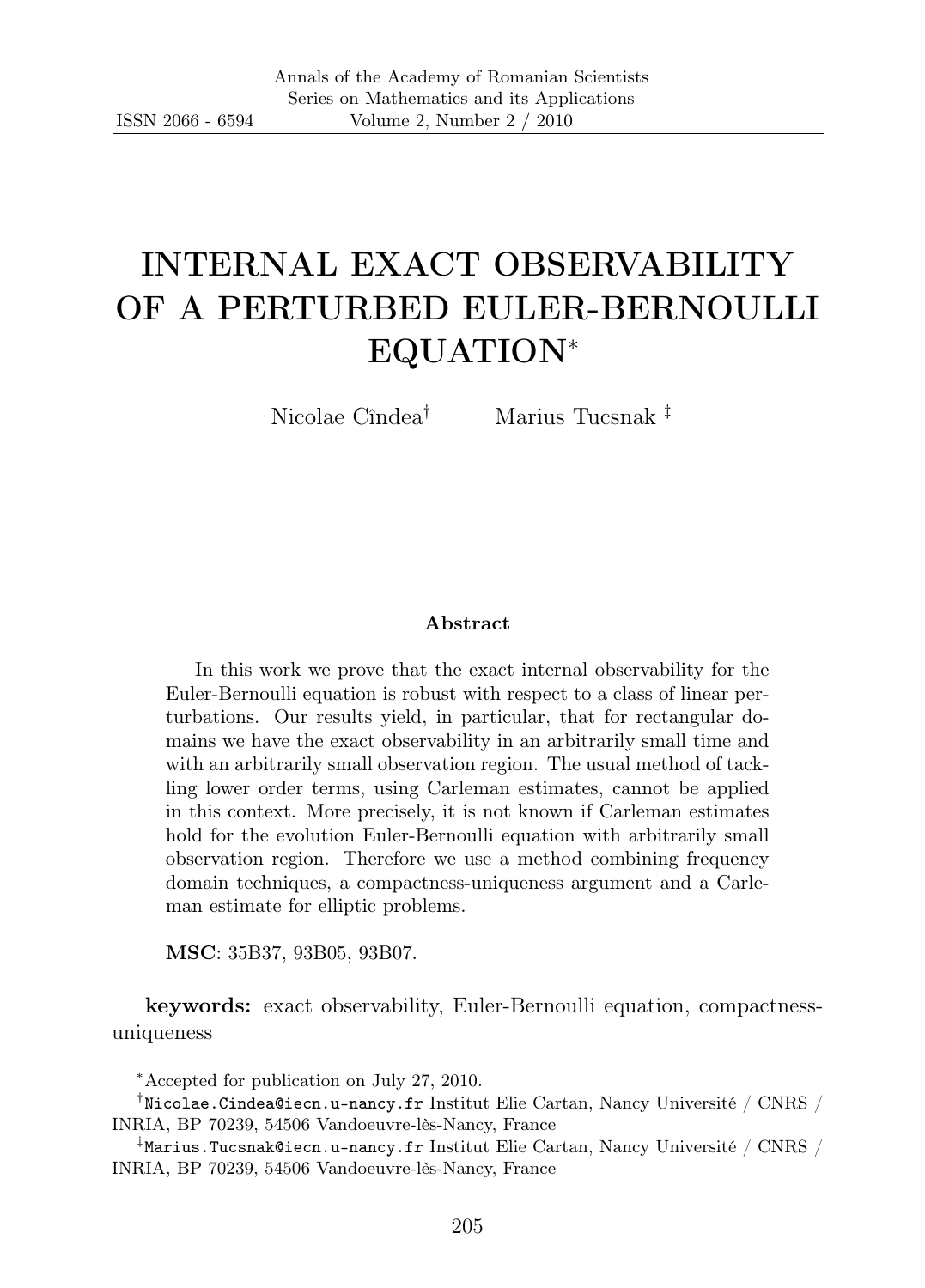# INTERNAL EXACT OBSERVABILITY OF A PERTURBED EULER-BERNOULLI EQUATION[*]

Nicolae Cîndea[†] Marius Tucsnak[‡]

### Abstract

In this work we prove that the exact internal observability for the Euler-Bernoulli equation is robust with respect to a class of linear perturbations. Our results yield, in particular, that for rectangular domains we have the exact observability in an arbitrarily small time and with an arbitrarily small observation region. The usual method of tackling lower order terms, using Carleman estimates, cannot be applied in this context. More precisely, it is not known if Carleman estimates hold for the evolution Euler-Bernoulli equation with arbitrarily small observation region. Therefore we use a method combining frequency domain techniques, a compactness-uniqueness argument and a Carleman estimate for elliptic problems.

**MSC**: 35B37, 93B05, 93B07.

**keywords:** exact observability, Euler-Bernoulli equation, compactness-uniqueness

---

[*] Accepted for publication on July 27, 2010.

[†] Nicolae.Cindea@iecn.u-nancy.fr Institut Elie Cartan, Nancy Université / CNRS / INRIA, BP 70239, 54506 Vandoeuvre-lès-Nancy, France

[‡] Marius.Tucsnak@iecn.u-nancy.fr Institut Elie Cartan, Nancy Université / CNRS / INRIA, BP 70239, 54506 Vandoeuvre-lès-Nancy, France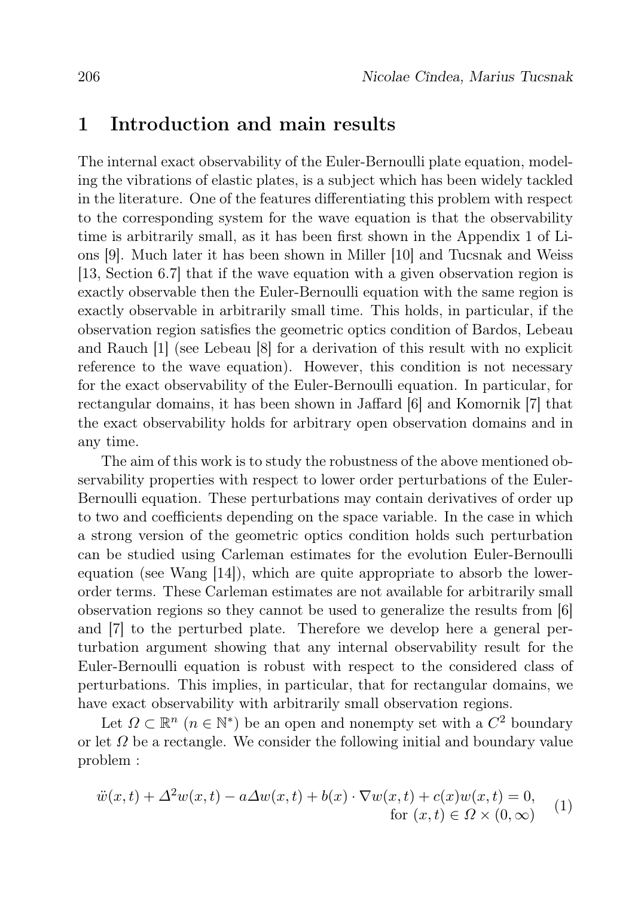## 1 Introduction and main results

The internal exact observability of the Euler-Bernoulli plate equation, modeling the vibrations of elastic plates, is a subject which has been widely tackled in the literature. One of the features differentiating this problem with respect to the corresponding system for the wave equation is that the observability time is arbitrarily small, as it has been first shown in the Appendix 1 of Lions [9]. Much later it has been shown in Miller [10] and Tucsnak and Weiss [13, Section 6.7] that if the wave equation with a given observation region is exactly observable then the Euler-Bernoulli equation with the same region is exactly observable in arbitrarily small time. This holds, in particular, if the observation region satisfies the geometric optics condition of Bardos, Lebeau and Rauch [1] (see Lebeau [8] for a derivation of this result with no explicit reference to the wave equation). However, this condition is not necessary for the exact observability of the Euler-Bernoulli equation. In particular, for rectangular domains, it has been shown in Jaffard [6] and Komornik [7] that the exact observability holds for arbitrary open observation domains and in any time.

The aim of this work is to study the robustness of the above mentioned observability properties with respect to lower order perturbations of the Euler-Bernoulli equation. These perturbations may contain derivatives of order up to two and coefficients depending on the space variable. In the case in which a strong version of the geometric optics condition holds such perturbation can be studied using Carleman estimates for the evolution Euler-Bernoulli equation (see Wang [14]), which are quite appropriate to absorb the lower-order terms. These Carleman estimates are not available for arbitrarily small observation regions so they cannot be used to generalize the results from [6] and [7] to the perturbed plate. Therefore we develop here a general perturbation argument showing that any internal observability result for the Euler-Bernoulli equation is robust with respect to the considered class of perturbations. This implies, in particular, that for rectangular domains, we have exact observability with arbitrarily small observation regions.

Let $\Omega \subset \mathbb{R}^n$ ($n \in \mathbb{N}^*$) be an open and nonempty set with a $C^2$ boundary or let $\Omega$ be a rectangle. We consider the following initial and boundary value problem :

$$\ddot{w}(x,t) + \Delta^2 w(x,t) - a\Delta w(x,t) + b(x) \cdot \nabla w(x,t) + c(x)w(x,t) = 0, \quad \text{for } (x,t) \in \Omega \times (0,\infty) \tag{1}$$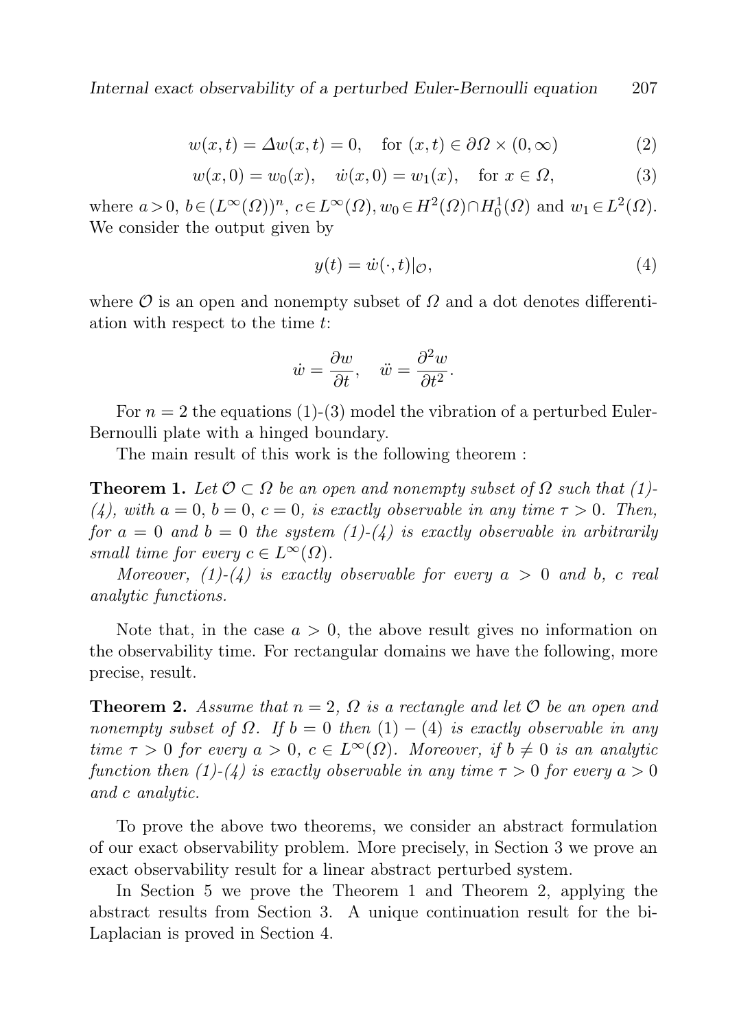$$w(x,t) = \Delta w(x,t) = 0, \quad \text{for } (x,t) \in \partial\Omega \times (0,\infty) \tag{2}$$

$$w(x,0) = w_0(x), \quad \dot{w}(x,0) = w_1(x), \quad \text{for } x \in \Omega, \tag{3}$$

where $a > 0$, $b \in (L^\infty(\Omega))^n$, $c \in L^\infty(\Omega)$, $w_0 \in H^2(\Omega) \cap H_0^1(\Omega)$ and $w_1 \in L^2(\Omega)$. We consider the output given by

$$y(t) = \dot{w}(\cdot, t)|_{\mathcal{O}}, \tag{4}$$

where $\mathcal{O}$ is an open and nonempty subset of $\Omega$ and a dot denotes differentiation with respect to the time $t$:

$$\dot{w} = \frac{\partial w}{\partial t}, \quad \ddot{w} = \frac{\partial^2 w}{\partial t^2}.$$

For $n = 2$ the equations (1)-(3) model the vibration of a perturbed Euler-Bernoulli plate with a hinged boundary.

The main result of this work is the following theorem :

**Theorem 1.** *Let $\mathcal{O} \subset \Omega$ be an open and nonempty subset of $\Omega$ such that (1)-(4), with $a = 0$, $b = 0$, $c = 0$, is exactly observable in any time $\tau > 0$. Then, for $a = 0$ and $b = 0$ the system (1)-(4) is exactly observable in arbitrarily small time for every $c \in L^\infty(\Omega)$.*

*Moreover, (1)-(4) is exactly observable for every $a > 0$ and $b$, $c$ real analytic functions.*

Note that, in the case $a > 0$, the above result gives no information on the observability time. For rectangular domains we have the following, more precise, result.

**Theorem 2.** *Assume that $n = 2$, $\Omega$ is a rectangle and let $\mathcal{O}$ be an open and nonempty subset of $\Omega$. If $b = 0$ then $(1) - (4)$ is exactly observable in any time $\tau > 0$ for every $a > 0$, $c \in L^\infty(\Omega)$. Moreover, if $b \neq 0$ is an analytic function then (1)-(4) is exactly observable in any time $\tau > 0$ for every $a > 0$ and $c$ analytic.*

To prove the above two theorems, we consider an abstract formulation of our exact observability problem. More precisely, in Section 3 we prove an exact observability result for a linear abstract perturbed system.

In Section 5 we prove the Theorem 1 and Theorem 2, applying the abstract results from Section 3. A unique continuation result for the bi-Laplacian is proved in Section 4.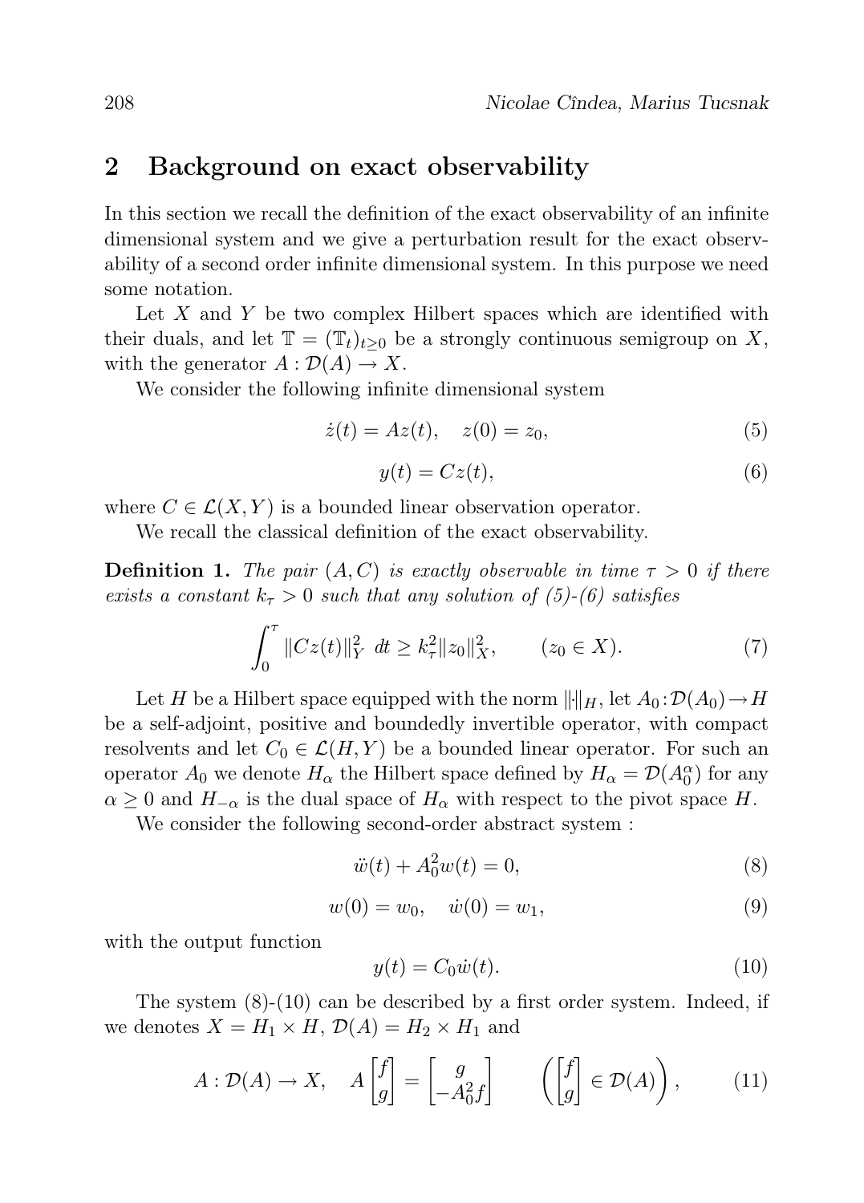## 2 Background on exact observability

In this section we recall the definition of the exact observability of an infinite dimensional system and we give a perturbation result for the exact observability of a second order infinite dimensional system. In this purpose we need some notation.

Let $X$ and $Y$ be two complex Hilbert spaces which are identified with their duals, and let $\mathbb{T} = (\mathbb{T}_t)_{t\geq 0}$ be a strongly continuous semigroup on $X$, with the generator $A : \mathcal{D}(A) \to X$.

We consider the following infinite dimensional system

$$\dot{z}(t) = Az(t), \quad z(0) = z_0, \tag{5}$$

$$y(t) = Cz(t), \tag{6}$$

where $C \in \mathcal{L}(X, Y)$ is a bounded linear observation operator.

We recall the classical definition of the exact observability.

**Definition 1.** *The pair $(A, C)$ is exactly observable in time $\tau > 0$ if there exists a constant $k_\tau > 0$ such that any solution of (5)-(6) satisfies*

$$\int_0^\tau \|Cz(t)\|_Y^2 \; dt \geq k_\tau^2 \|z_0\|_X^2, \qquad (z_0 \in X). \tag{7}$$

Let $H$ be a Hilbert space equipped with the norm $\|\cdot\|_H$, let $A_0 : \mathcal{D}(A_0) \to H$ be a self-adjoint, positive and boundedly invertible operator, with compact resolvents and let $C_0 \in \mathcal{L}(H, Y)$ be a bounded linear operator. For such an operator $A_0$ we denote $H_\alpha$ the Hilbert space defined by $H_\alpha = \mathcal{D}(A_0^\alpha)$ for any $\alpha \geq 0$ and $H_{-\alpha}$ is the dual space of $H_\alpha$ with respect to the pivot space $H$.

We consider the following second-order abstract system :

$$\ddot{w}(t) + A_0^2 w(t) = 0, \tag{8}$$

$$w(0) = w_0, \quad \dot{w}(0) = w_1, \tag{9}$$

with the output function

$$y(t) = C_0 \dot{w}(t). \tag{10}$$

The system (8)-(10) can be described by a first order system. Indeed, if we denotes $X = H_1 \times H$, $\mathcal{D}(A) = H_2 \times H_1$ and

$$A : \mathcal{D}(A) \to X, \quad A \begin{bmatrix} f \\ g \end{bmatrix} = \begin{bmatrix} g \\ -A_0^2 f \end{bmatrix} \qquad \left( \begin{bmatrix} f \\ g \end{bmatrix} \in \mathcal{D}(A) \right), \tag{11}$$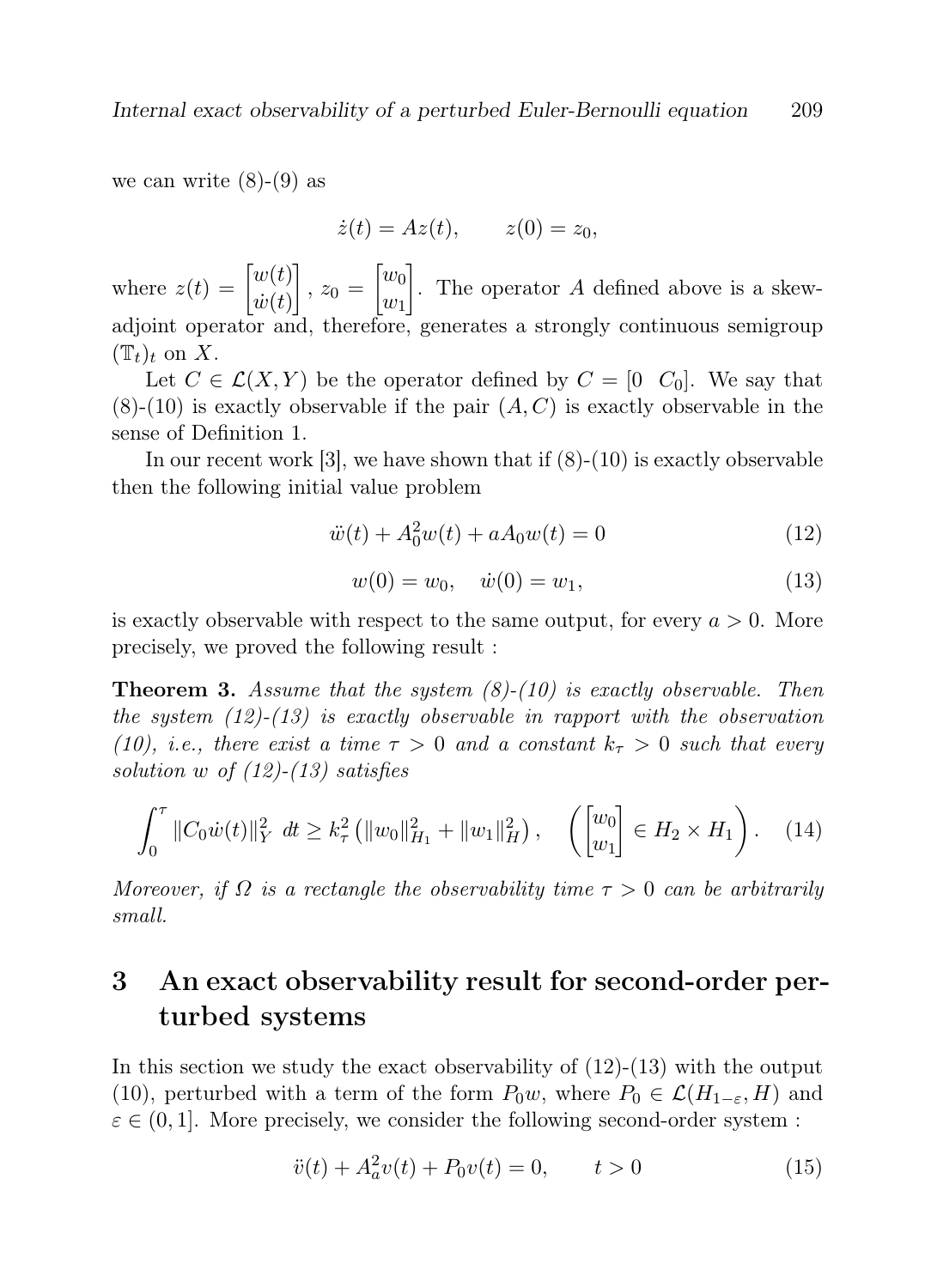we can write (8)-(9) as

$$\dot{z}(t) = Az(t), \qquad z(0) = z_0,$$

where $z(t) = \begin{bmatrix} w(t) \\ \dot{w}(t) \end{bmatrix}$, $z_0 = \begin{bmatrix} w_0 \\ w_1 \end{bmatrix}$. The operator $A$ defined above is a skew-adjoint operator and, therefore, generates a strongly continuous semigroup $(\mathbb{T}_t)_t$ on $X$.

Let $C \in \mathcal{L}(X, Y)$ be the operator defined by $C = [0 \quad C_0]$. We say that (8)-(10) is exactly observable if the pair $(A, C)$ is exactly observable in the sense of Definition 1.

In our recent work [3], we have shown that if (8)-(10) is exactly observable then the following initial value problem

$$\ddot{w}(t) + A_0^2 w(t) + aA_0 w(t) = 0 \tag{12}$$

$$w(0) = w_0, \quad \dot{w}(0) = w_1, \tag{13}$$

is exactly observable with respect to the same output, for every $a > 0$. More precisely, we proved the following result :

**Theorem 3.** *Assume that the system (8)-(10) is exactly observable. Then the system (12)-(13) is exactly observable in rapport with the observation (10), i.e., there exist a time $\tau > 0$ and a constant $k_\tau > 0$ such that every solution $w$ of (12)-(13) satisfies*

$$\int_0^\tau \|C_0 \dot{w}(t)\|_Y^2 \, dt \geq k_\tau^2 \left( \|w_0\|_{H_1}^2 + \|w_1\|_H^2 \right), \quad \left( \begin{bmatrix} w_0 \\ w_1 \end{bmatrix} \in H_2 \times H_1 \right). \tag{14}$$

*Moreover, if $\Omega$ is a rectangle the observability time $\tau > 0$ can be arbitrarily small.*

## 3 An exact observability result for second-order perturbed systems

In this section we study the exact observability of (12)-(13) with the output (10), perturbed with a term of the form $P_0 w$, where $P_0 \in \mathcal{L}(H_{1-\varepsilon}, H)$ and $\varepsilon \in (0, 1]$. More precisely, we consider the following second-order system :

$$\ddot{v}(t) + A_a^2 v(t) + P_0 v(t) = 0, \qquad t > 0 \tag{15}$$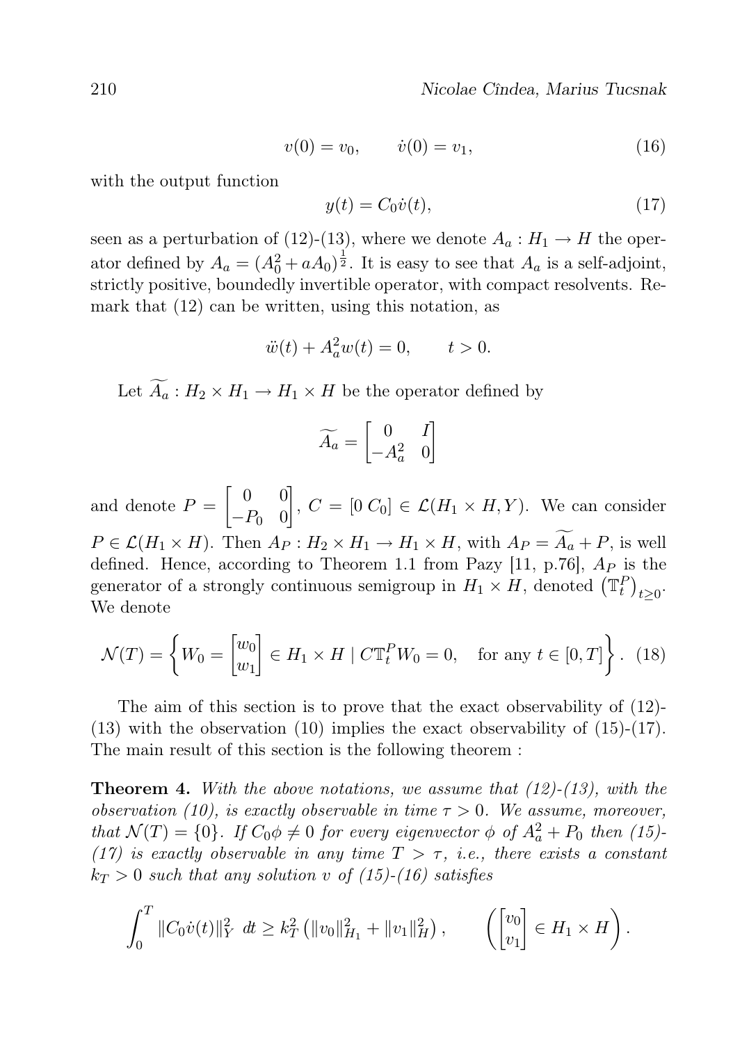$$v(0) = v_0, \qquad \dot{v}(0) = v_1, \tag{16}$$

with the output function

$$y(t) = C_0 \dot{v}(t), \tag{17}$$

seen as a perturbation of (12)-(13), where we denote $A_a : H_1 \to H$ the operator defined by $A_a = (A_0^2 + aA_0)^{\frac{1}{2}}$. It is easy to see that $A_a$ is a self-adjoint, strictly positive, boundedly invertible operator, with compact resolvents. Remark that (12) can be written, using this notation, as

$$\ddot{w}(t) + A_a^2 w(t) = 0, \qquad t > 0.$$

Let $\widetilde{A_a} : H_2 \times H_1 \to H_1 \times H$ be the operator defined by

$$\widetilde{A_a} = \begin{bmatrix} 0 & I \\ -A_a^2 & 0 \end{bmatrix}$$

and denote $P = \begin{bmatrix} 0 & 0 \\ -P_0 & 0 \end{bmatrix}$, $C = [0 \; C_0] \in \mathcal{L}(H_1 \times H, Y)$. We can consider $P \in \mathcal{L}(H_1 \times H)$. Then $A_P : H_2 \times H_1 \to H_1 \times H$, with $A_P = \widetilde{A_a} + P$, is well defined. Hence, according to Theorem 1.1 from Pazy [11, p.76], $A_P$ is the generator of a strongly continuous semigroup in $H_1 \times H$, denoted $\left(\mathbb{T}_t^P\right)_{t \geq 0}$. We denote

$$\mathcal{N}(T) = \left\{ W_0 = \begin{bmatrix} w_0 \\ w_1 \end{bmatrix} \in H_1 \times H \mid C\mathbb{T}_t^P W_0 = 0, \quad \text{for any } t \in [0, T] \right\}. \tag{18}$$

The aim of this section is to prove that the exact observability of (12)-(13) with the observation (10) implies the exact observability of (15)-(17). The main result of this section is the following theorem :

**Theorem 4.** *With the above notations, we assume that (12)-(13), with the observation (10), is exactly observable in time $\tau > 0$. We assume, moreover, that $\mathcal{N}(T) = \{0\}$. If $C_0\phi \neq 0$ for every eigenvector $\phi$ of $A_a^2 + P_0$ then (15)-(17) is exactly observable in any time $T > \tau$, i.e., there exists a constant $k_T > 0$ such that any solution $v$ of (15)-(16) satisfies*

$$\int_0^T \|C_0 \dot{v}(t)\|_Y^2 \; dt \geq k_T^2 \left( \|v_0\|_{H_1}^2 + \|v_1\|_H^2 \right), \qquad \left( \begin{bmatrix} v_0 \\ v_1 \end{bmatrix} \in H_1 \times H \right).$$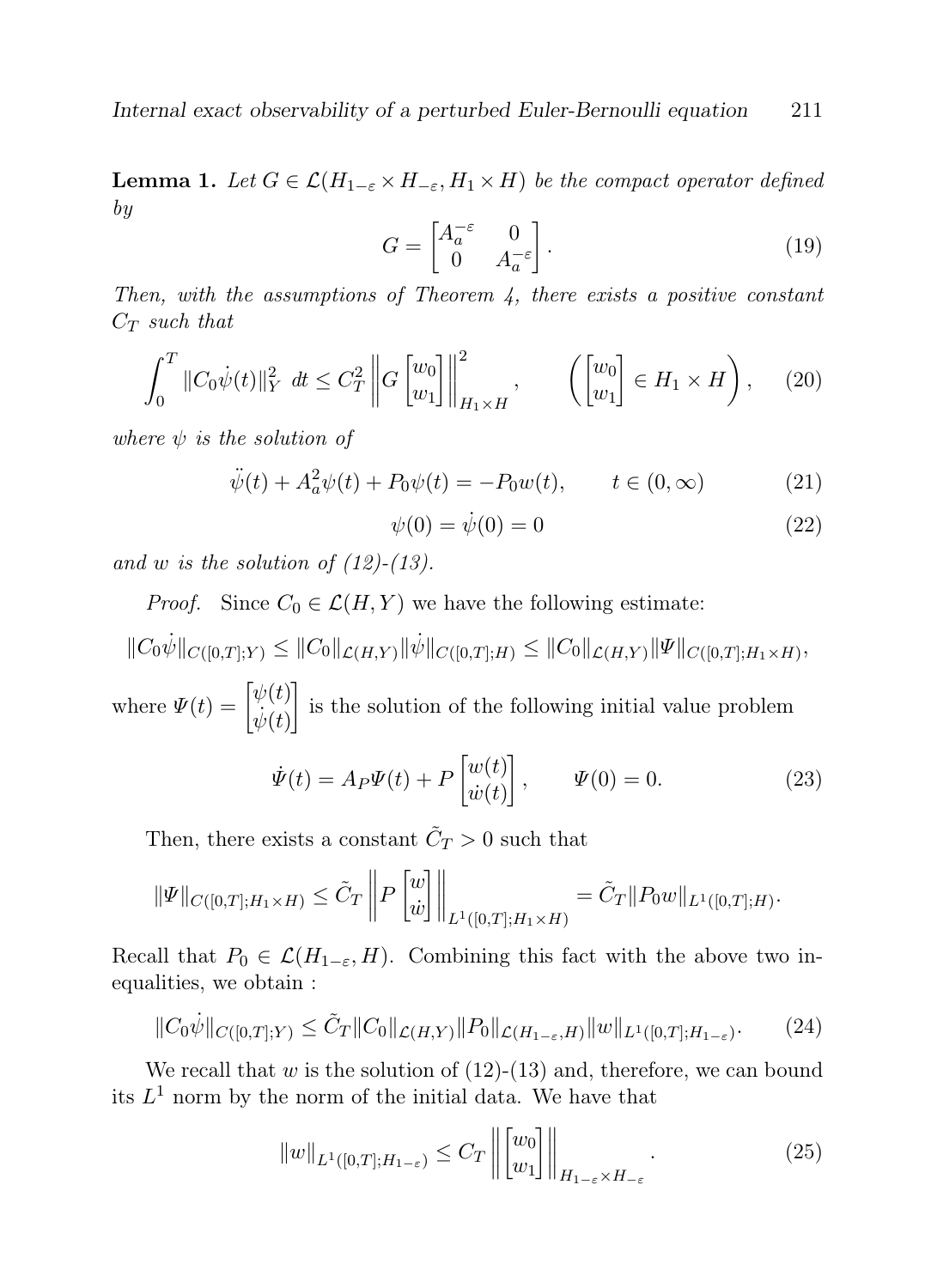**Lemma 1.** *Let $G \in \mathcal{L}(H_{1-\varepsilon} \times H_{-\varepsilon}, H_1 \times H)$ be the compact operator defined by*

$$G = \begin{bmatrix} A_a^{-\varepsilon} & 0 \\ 0 & A_a^{-\varepsilon} \end{bmatrix}. \tag{19}$$

*Then, with the assumptions of Theorem 4, there exists a positive constant $C_T$ such that*

$$\int_0^T \|C_0 \dot{\psi}(t)\|_Y^2 \, dt \leq C_T^2 \left\| G \begin{bmatrix} w_0 \\ w_1 \end{bmatrix} \right\|_{H_1 \times H}^2, \qquad \left( \begin{bmatrix} w_0 \\ w_1 \end{bmatrix} \in H_1 \times H \right), \tag{20}$$

*where $\psi$ is the solution of*

$$\ddot{\psi}(t) + A_a^2 \psi(t) + P_0 \psi(t) = -P_0 w(t), \qquad t \in (0, \infty) \tag{21}$$

$$\psi(0) = \dot{\psi}(0) = 0 \tag{22}$$

*and $w$ is the solution of (12)-(13).*

*Proof.* Since $C_0 \in \mathcal{L}(H, Y)$ we have the following estimate:

$$\|C_0 \dot{\psi}\|_{C([0,T];Y)} \leq \|C_0\|_{\mathcal{L}(H,Y)} \|\dot{\psi}\|_{C([0,T];H)} \leq \|C_0\|_{\mathcal{L}(H,Y)} \|\Psi\|_{C([0,T];H_1 \times H)},$$

where $\Psi(t) = \begin{bmatrix} \psi(t) \\ \dot{\psi}(t) \end{bmatrix}$ is the solution of the following initial value problem

$$\dot{\Psi}(t) = A_P \Psi(t) + P \begin{bmatrix} w(t) \\ \dot{w}(t) \end{bmatrix}, \qquad \Psi(0) = 0. \tag{23}$$

Then, there exists a constant $\tilde{C}_T > 0$ such that

$$\|\Psi\|_{C([0,T];H_1 \times H)} \leq \tilde{C}_T \left\| P \begin{bmatrix} w \\ \dot{w} \end{bmatrix} \right\|_{L^1([0,T];H_1 \times H)} = \tilde{C}_T \|P_0 w\|_{L^1([0,T];H)}.$$

Recall that $P_0 \in \mathcal{L}(H_{1-\varepsilon}, H)$. Combining this fact with the above two inequalities, we obtain :

$$\|C_0 \dot{\psi}\|_{C([0,T];Y)} \leq \tilde{C}_T \|C_0\|_{\mathcal{L}(H,Y)} \|P_0\|_{\mathcal{L}(H_{1-\varepsilon},H)} \|w\|_{L^1([0,T];H_{1-\varepsilon})}. \tag{24}$$

We recall that $w$ is the solution of (12)-(13) and, therefore, we can bound its $L^1$ norm by the norm of the initial data. We have that

$$\|w\|_{L^1([0,T];H_{1-\varepsilon})} \leq C_T \left\| \begin{bmatrix} w_0 \\ w_1 \end{bmatrix} \right\|_{H_{1-\varepsilon} \times H_{-\varepsilon}}. \tag{25}$$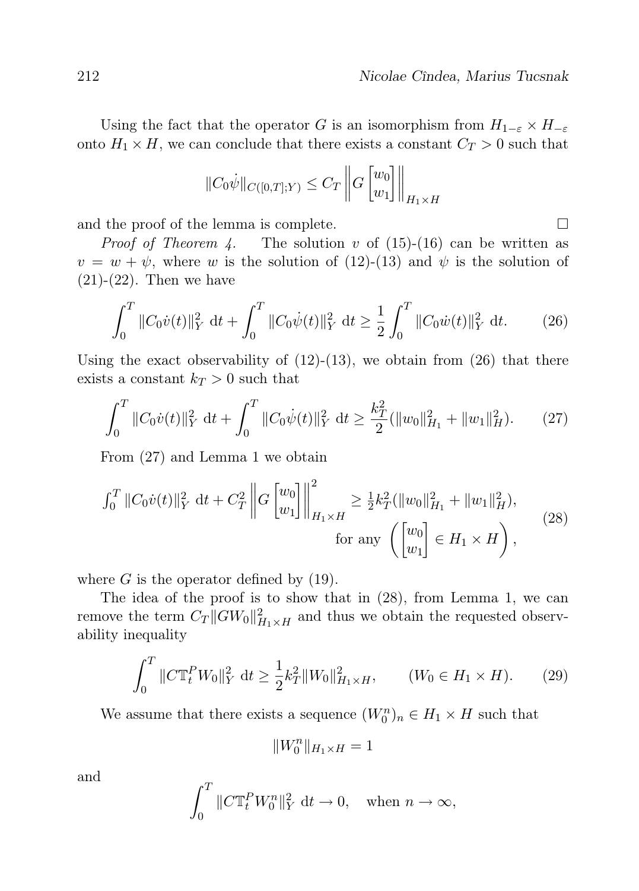Using the fact that the operator $G$ is an isomorphism from $H_{1-\varepsilon} \times H_{-\varepsilon}$ onto $H_1 \times H$, we can conclude that there exists a constant $C_T > 0$ such that

$$\|C_0 \dot{\psi}\|_{C([0,T];Y)} \leq C_T \left\| G \begin{bmatrix} w_0 \\ w_1 \end{bmatrix} \right\|_{H_1 \times H}$$

and the proof of the lemma is complete. $\square$

*Proof of Theorem 4.* The solution $v$ of (15)-(16) can be written as $v = w + \psi$, where $w$ is the solution of (12)-(13) and $\psi$ is the solution of (21)-(22). Then we have

$$\int_0^T \|C_0 \dot{v}(t)\|_Y^2 \, \mathrm{d}t + \int_0^T \|C_0 \dot{\psi}(t)\|_Y^2 \, \mathrm{d}t \geq \frac{1}{2} \int_0^T \|C_0 \dot{w}(t)\|_Y^2 \, \mathrm{d}t. \tag{26}$$

Using the exact observability of (12)-(13), we obtain from (26) that there exists a constant $k_T > 0$ such that

$$\int_0^T \|C_0 \dot{v}(t)\|_Y^2 \, \mathrm{d}t + \int_0^T \|C_0 \dot{\psi}(t)\|_Y^2 \, \mathrm{d}t \geq \frac{k_T^2}{2} (\|w_0\|_{H_1}^2 + \|w_1\|_H^2). \tag{27}$$

From (27) and Lemma 1 we obtain

$$\begin{aligned} \int_0^T \|C_0 \dot{v}(t)\|_Y^2 \, \mathrm{d}t + C_T^2 \left\| G \begin{bmatrix} w_0 \\ w_1 \end{bmatrix} \right\|_{H_1 \times H}^2 &\geq \tfrac{1}{2} k_T^2 (\|w_0\|_{H_1}^2 + \|w_1\|_H^2), \\ \text{for any } \left( \begin{bmatrix} w_0 \\ w_1 \end{bmatrix} \in H_1 \times H \right)&, \end{aligned} \tag{28}$$

where $G$ is the operator defined by (19).

The idea of the proof is to show that in (28), from Lemma 1, we can remove the term $C_T \|G W_0\|_{H_1 \times H}^2$ and thus we obtain the requested observability inequality

$$\int_0^T \|C \mathbb{T}_t^P W_0\|_Y^2 \, \mathrm{d}t \geq \frac{1}{2} k_T^2 \|W_0\|_{H_1 \times H}^2, \qquad (W_0 \in H_1 \times H). \tag{29}$$

We assume that there exists a sequence $(W_0^n)_n \in H_1 \times H$ such that

$$\|W_0^n\|_{H_1 \times H} = 1$$

and

$$\int_0^T \|C \mathbb{T}_t^P W_0^n\|_Y^2 \, \mathrm{d}t \to 0, \quad \text{when } n \to \infty,$$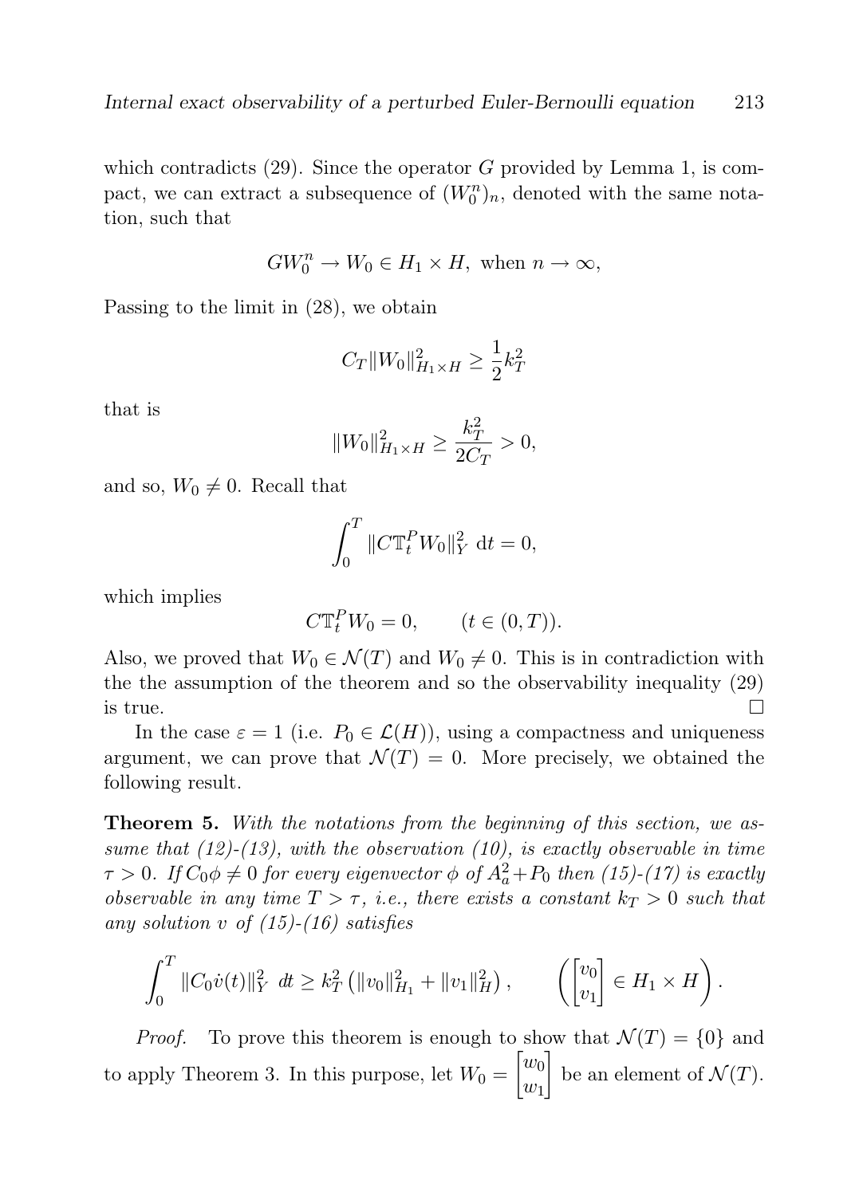which contradicts (29). Since the operator $G$ provided by Lemma 1, is compact, we can extract a subsequence of $(W_0^n)_n$, denoted with the same notation, such that

$$GW_0^n \to W_0 \in H_1 \times H, \text{ when } n \to \infty,$$

Passing to the limit in (28), we obtain

$$C_T \|W_0\|^2_{H_1 \times H} \geq \frac{1}{2} k_T^2$$

that is

$$\|W_0\|^2_{H_1 \times H} \geq \frac{k_T^2}{2C_T} > 0,$$

and so, $W_0 \neq 0$. Recall that

$$\int_0^T \|C \mathbb{T}_t^P W_0\|_Y^2 \, \mathrm{d}t = 0,$$

which implies

$$C \mathbb{T}_t^P W_0 = 0, \qquad (t \in (0, T)).$$

Also, we proved that $W_0 \in \mathcal{N}(T)$ and $W_0 \neq 0$. This is in contradiction with the the assumption of the theorem and so the observability inequality (29) is true. $\square$

In the case $\varepsilon = 1$ (i.e. $P_0 \in \mathcal{L}(H)$), using a compactness and uniqueness argument, we can prove that $\mathcal{N}(T) = 0$. More precisely, we obtained the following result.

**Theorem 5.** *With the notations from the beginning of this section, we assume that (12)-(13), with the observation (10), is exactly observable in time $\tau > 0$. If $C_0 \phi \neq 0$ for every eigenvector $\phi$ of $A_a^2 + P_0$ then (15)-(17) is exactly observable in any time $T > \tau$, i.e., there exists a constant $k_T > 0$ such that any solution $v$ of (15)-(16) satisfies*

$$\int_0^T \|C_0 \dot{v}(t)\|_Y^2 \, dt \geq k_T^2 \left( \|v_0\|_{H_1}^2 + \|v_1\|_H^2 \right), \qquad \left( \begin{bmatrix} v_0 \\ v_1 \end{bmatrix} \in H_1 \times H \right).$$

*Proof.* To prove this theorem is enough to show that $\mathcal{N}(T) = \{0\}$ and to apply Theorem 3. In this purpose, let $W_0 = \begin{bmatrix} w_0 \\ w_1 \end{bmatrix}$ be an element of $\mathcal{N}(T)$.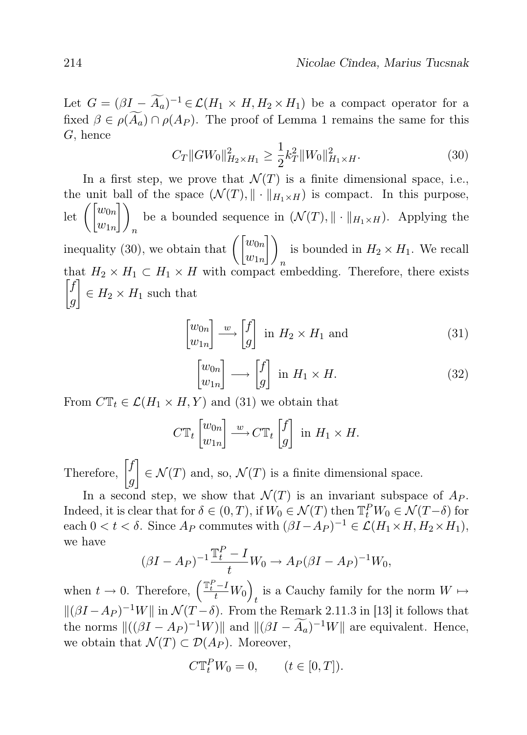Let $G = (\beta I - \widetilde{A_a})^{-1} \in \mathcal{L}(H_1 \times H, H_2 \times H_1)$ be a compact operator for a fixed $\beta \in \rho(\widetilde{A_a}) \cap \rho(A_P)$. The proof of Lemma 1 remains the same for this $G$, hence

$$C_T \|GW_0\|^2_{H_2 \times H_1} \geq \frac{1}{2} k_T^2 \|W_0\|^2_{H_1 \times H}. \tag{30}$$

In a first step, we prove that $\mathcal{N}(T)$ is a finite dimensional space, i.e., the unit ball of the space $(\mathcal{N}(T), \|\cdot\|_{H_1 \times H})$ is compact. In this purpose, let $\left( \begin{bmatrix} w_{0n} \\ w_{1n} \end{bmatrix} \right)_n$ be a bounded sequence in $(\mathcal{N}(T), \|\cdot\|_{H_1 \times H})$. Applying the inequality (30), we obtain that $\left( \begin{bmatrix} w_{0n} \\ w_{1n} \end{bmatrix} \right)_n$ is bounded in $H_2 \times H_1$. We recall that $H_2 \times H_1 \subset H_1 \times H$ with compact embedding. Therefore, there exists $\begin{bmatrix} f \\ g \end{bmatrix} \in H_2 \times H_1$ such that

$$\begin{bmatrix} w_{0n} \\ w_{1n} \end{bmatrix} \xrightarrow{\ w\ } \begin{bmatrix} f \\ g \end{bmatrix} \text{ in } H_2 \times H_1 \text{ and} \tag{31}$$

$$\begin{bmatrix} w_{0n} \\ w_{1n} \end{bmatrix} \longrightarrow \begin{bmatrix} f \\ g \end{bmatrix} \text{ in } H_1 \times H. \tag{32}$$

From $C\mathbb{T}_t \in \mathcal{L}(H_1 \times H, Y)$ and (31) we obtain that

$$C\mathbb{T}_t \begin{bmatrix} w_{0n} \\ w_{1n} \end{bmatrix} \xrightarrow{\ w\ } C\mathbb{T}_t \begin{bmatrix} f \\ g \end{bmatrix} \text{ in } H_1 \times H.$$

Therefore, $\begin{bmatrix} f \\ g \end{bmatrix} \in \mathcal{N}(T)$ and, so, $\mathcal{N}(T)$ is a finite dimensional space.

In a second step, we show that $\mathcal{N}(T)$ is an invariant subspace of $A_P$. Indeed, it is clear that for $\delta \in (0, T)$, if $W_0 \in \mathcal{N}(T)$ then $\mathbb{T}_t^P W_0 \in \mathcal{N}(T - \delta)$ for each $0 < t < \delta$. Since $A_P$ commutes with $(\beta I - A_P)^{-1} \in \mathcal{L}(H_1 \times H, H_2 \times H_1)$, we have

$$(\beta I - A_P)^{-1} \frac{\mathbb{T}_t^P - I}{t} W_0 \to A_P (\beta I - A_P)^{-1} W_0,$$

when $t \to 0$. Therefore, $\left( \frac{\mathbb{T}_t^P - I}{t} W_0 \right)_t$ is a Cauchy family for the norm $W \mapsto \|(\beta I - A_P)^{-1} W\|$ in $\mathcal{N}(T - \delta)$. From the Remark 2.11.3 in [13] it follows that the norms $\|((\beta I - A_P)^{-1} W)\|$ and $\|(\beta I - \widetilde{A_a})^{-1} W\|$ are equivalent. Hence, we obtain that $\mathcal{N}(T) \subset \mathcal{D}(A_P)$. Moreover,

$$C\mathbb{T}_t^P W_0 = 0, \qquad (t \in [0, T]).$$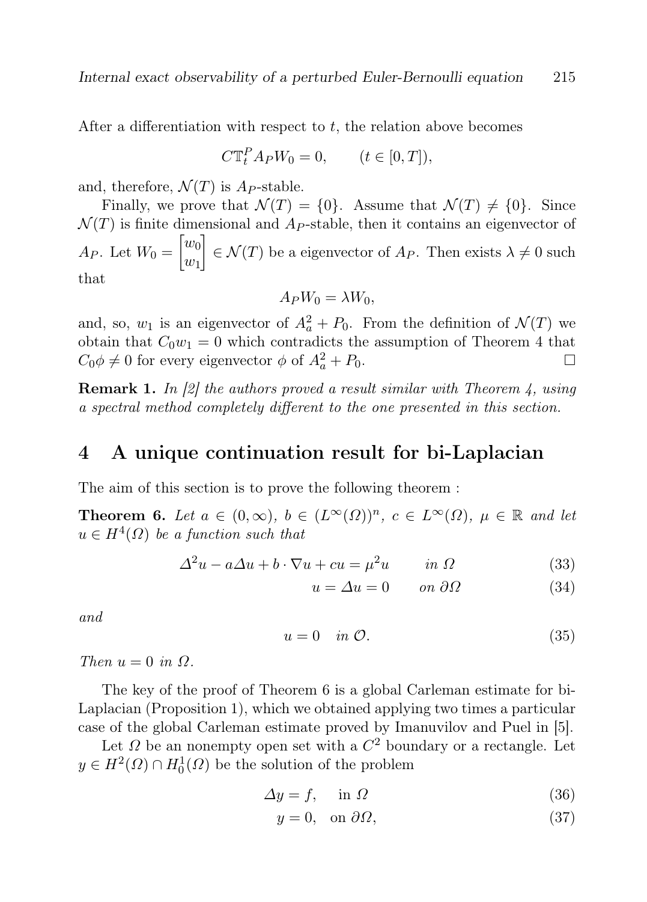After a differentiation with respect to $t$, the relation above becomes

$$C\mathbb{T}_t^P A_P W_0 = 0, \qquad (t \in [0,T]),$$

and, therefore, $\mathcal{N}(T)$ is $A_P$-stable.

Finally, we prove that $\mathcal{N}(T) = \{0\}$. Assume that $\mathcal{N}(T) \neq \{0\}$. Since $\mathcal{N}(T)$ is finite dimensional and $A_P$-stable, then it contains an eigenvector of $A_P$. Let $W_0 = \begin{bmatrix} w_0 \\ w_1 \end{bmatrix} \in \mathcal{N}(T)$ be a eigenvector of $A_P$. Then exists $\lambda \neq 0$ such that

$$A_P W_0 = \lambda W_0,$$

and, so, $w_1$ is an eigenvector of $A_a^2 + P_0$. From the definition of $\mathcal{N}(T)$ we obtain that $C_0 w_1 = 0$ which contradicts the assumption of Theorem 4 that $C_0 \phi \neq 0$ for every eigenvector $\phi$ of $A_a^2 + P_0$. □

**Remark 1.** *In [2] the authors proved a result similar with Theorem 4, using a spectral method completely different to the one presented in this section.*

## 4 A unique continuation result for bi-Laplacian

The aim of this section is to prove the following theorem :

**Theorem 6.** *Let $a \in (0, \infty)$, $b \in (L^\infty(\Omega))^n$, $c \in L^\infty(\Omega)$, $\mu \in \mathbb{R}$ and let $u \in H^4(\Omega)$ be a function such that*

$$\Delta^2 u - a\Delta u + b \cdot \nabla u + cu = \mu^2 u \qquad \text{in } \Omega \tag{33}$$

$$u = \Delta u = 0 \qquad \text{on } \partial\Omega \tag{34}$$

*and*

$$u = 0 \quad \text{in } \mathcal{O}. \tag{35}$$

*Then $u = 0$ in $\Omega$.*

The key of the proof of Theorem 6 is a global Carleman estimate for bi-Laplacian (Proposition 1), which we obtained applying two times a particular case of the global Carleman estimate proved by Imanuvilov and Puel in [5].

Let $\Omega$ be an nonempty open set with a $C^2$ boundary or a rectangle. Let $y \in H^2(\Omega) \cap H_0^1(\Omega)$ be the solution of the problem

$$\Delta y = f, \quad \text{in } \Omega \tag{36}$$

$$y = 0, \quad \text{on } \partial\Omega, \tag{37}$$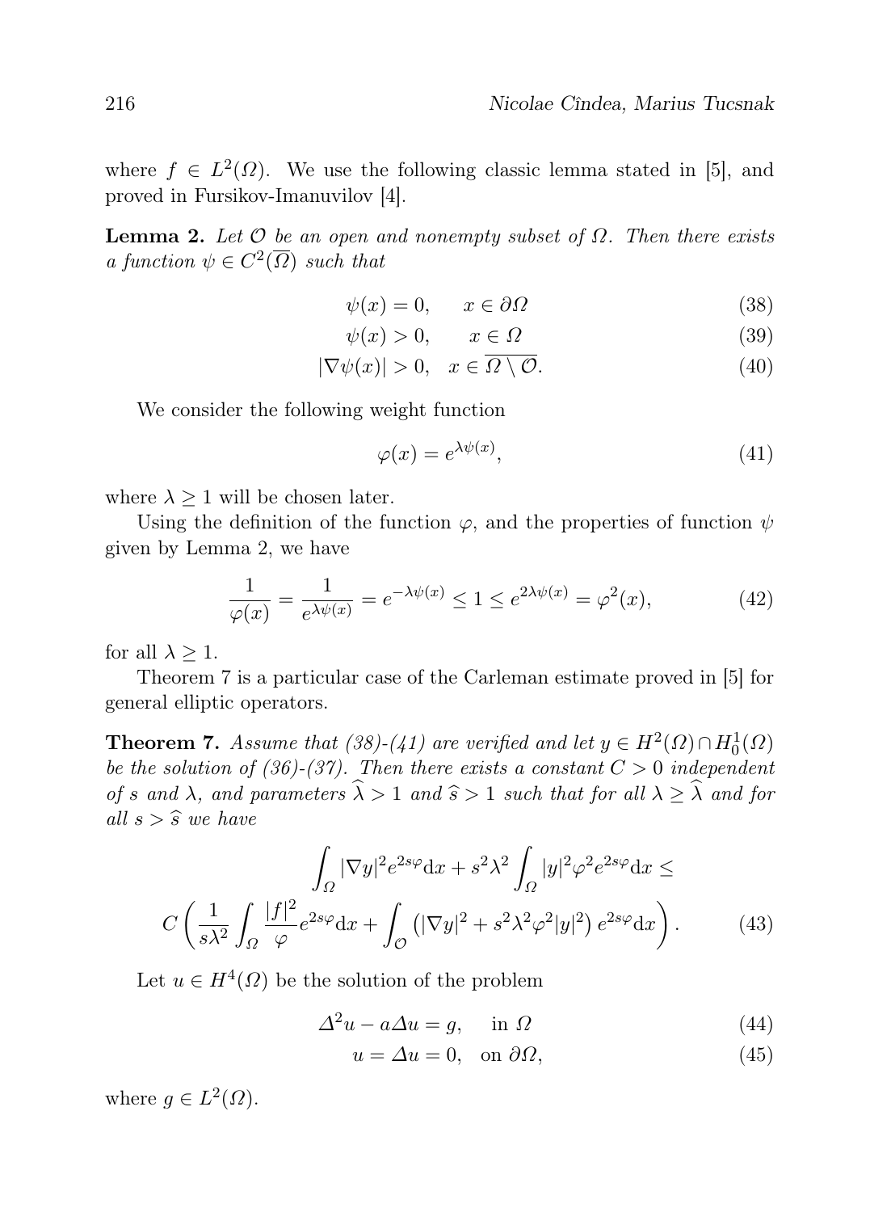where $f \in L^2(\Omega)$. We use the following classic lemma stated in [5], and proved in Fursikov-Imanuvilov [4].

**Lemma 2.** *Let $\mathcal{O}$ be an open and nonempty subset of $\Omega$. Then there exists a function $\psi \in C^2(\overline{\Omega})$ such that*

$$\psi(x) = 0, \qquad x \in \partial\Omega \tag{38}$$

$$\psi(x) > 0, \qquad x \in \Omega \tag{39}$$

$$|\nabla\psi(x)| > 0, \quad x \in \overline{\Omega \setminus \mathcal{O}}. \tag{40}$$

We consider the following weight function

$$\varphi(x) = e^{\lambda\psi(x)}, \tag{41}$$

where $\lambda \geq 1$ will be chosen later.

Using the definition of the function $\varphi$, and the properties of function $\psi$ given by Lemma 2, we have

$$\frac{1}{\varphi(x)} = \frac{1}{e^{\lambda\psi(x)}} = e^{-\lambda\psi(x)} \leq 1 \leq e^{2\lambda\psi(x)} = \varphi^2(x), \tag{42}$$

for all $\lambda \geq 1$.

Theorem 7 is a particular case of the Carleman estimate proved in [5] for general elliptic operators.

**Theorem 7.** *Assume that (38)-(41) are verified and let $y \in H^2(\Omega) \cap H_0^1(\Omega)$ be the solution of (36)-(37). Then there exists a constant $C > 0$ independent of $s$ and $\lambda$, and parameters $\widehat{\lambda} > 1$ and $\widehat{s} > 1$ such that for all $\lambda \geq \widehat{\lambda}$ and for all $s > \widehat{s}$ we have*

$$\int_\Omega |\nabla y|^2 e^{2s\varphi} \mathrm{d}x + s^2\lambda^2 \int_\Omega |y|^2 \varphi^2 e^{2s\varphi} \mathrm{d}x \leq$$
$$C\left(\frac{1}{s\lambda^2}\int_\Omega \frac{|f|^2}{\varphi} e^{2s\varphi} \mathrm{d}x + \int_{\mathcal{O}} \left(|\nabla y|^2 + s^2\lambda^2\varphi^2|y|^2\right) e^{2s\varphi} \mathrm{d}x\right). \tag{43}$$

Let $u \in H^4(\Omega)$ be the solution of the problem

$$\Delta^2 u - a\Delta u = g, \qquad \text{in } \Omega \tag{44}$$

$$u = \Delta u = 0, \quad \text{on } \partial\Omega, \tag{45}$$

where $g \in L^2(\Omega)$.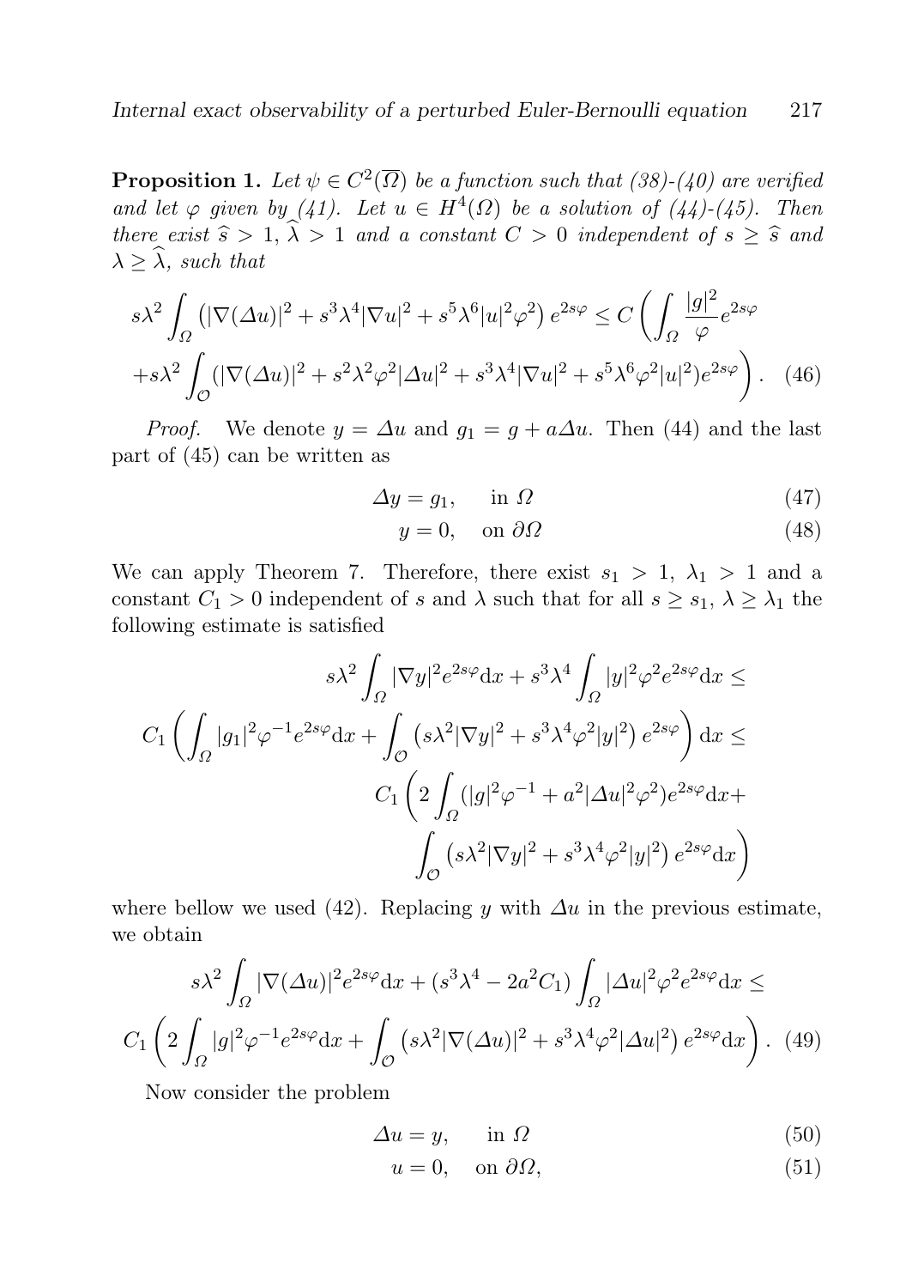**Proposition 1.** *Let $\psi \in C^2(\overline{\Omega})$ be a function such that (38)-(40) are verified and let $\varphi$ given by (41). Let $u \in H^4(\Omega)$ be a solution of (44)-(45). Then there exist $\widehat{s} > 1$, $\widehat{\lambda} > 1$ and a constant $C > 0$ independent of $s \geq \widehat{s}$ and $\lambda \geq \widehat{\lambda}$, such that*

$$
s\lambda^2 \int_\Omega \left(|\nabla(\Delta u)|^2 + s^3\lambda^4|\nabla u|^2 + s^5\lambda^6|u|^2\varphi^2\right)e^{2s\varphi} \leq C\left(\int_\Omega \frac{|g|^2}{\varphi}e^{2s\varphi}\right.
$$
$$
\left. + s\lambda^2\int_{\mathcal{O}}(|\nabla(\Delta u)|^2 + s^2\lambda^2\varphi^2|\Delta u|^2 + s^3\lambda^4|\nabla u|^2 + s^5\lambda^6\varphi^2|u|^2)e^{2s\varphi}\right). \quad (46)
$$

*Proof.* We denote $y = \Delta u$ and $g_1 = g + a\Delta u$. Then (44) and the last part of (45) can be written as

$$
\Delta y = g_1, \quad \text{in } \Omega \quad (47)
$$
$$
y = 0, \quad \text{on } \partial\Omega \quad (48)
$$

We can apply Theorem 7. Therefore, there exist $s_1 > 1$, $\lambda_1 > 1$ and a constant $C_1 > 0$ independent of $s$ and $\lambda$ such that for all $s \geq s_1$, $\lambda \geq \lambda_1$ the following estimate is satisfied

$$
s\lambda^2\int_\Omega |\nabla y|^2 e^{2s\varphi}\mathrm{d}x + s^3\lambda^4\int_\Omega |y|^2\varphi^2 e^{2s\varphi}\mathrm{d}x \leq
$$
$$
C_1\left(\int_\Omega |g_1|^2\varphi^{-1}e^{2s\varphi}\mathrm{d}x + \int_{\mathcal{O}}\left(s\lambda^2|\nabla y|^2 + s^3\lambda^4\varphi^2|y|^2\right)e^{2s\varphi}\right)\mathrm{d}x \leq
$$
$$
C_1\left(2\int_\Omega (|g|^2\varphi^{-1} + a^2|\Delta u|^2\varphi^2)e^{2s\varphi}\mathrm{d}x + \right.
$$
$$
\left.\int_{\mathcal{O}}\left(s\lambda^2|\nabla y|^2 + s^3\lambda^4\varphi^2|y|^2\right)e^{2s\varphi}\mathrm{d}x\right)
$$

where bellow we used (42). Replacing $y$ with $\Delta u$ in the previous estimate, we obtain

$$
s\lambda^2\int_\Omega |\nabla(\Delta u)|^2 e^{2s\varphi}\mathrm{d}x + (s^3\lambda^4 - 2a^2C_1)\int_\Omega |\Delta u|^2\varphi^2 e^{2s\varphi}\mathrm{d}x \leq
$$
$$
C_1\left(2\int_\Omega |g|^2\varphi^{-1}e^{2s\varphi}\mathrm{d}x + \int_{\mathcal{O}}\left(s\lambda^2|\nabla(\Delta u)|^2 + s^3\lambda^4\varphi^2|\Delta u|^2\right)e^{2s\varphi}\mathrm{d}x\right). \quad (49)
$$

Now consider the problem

$$
\Delta u = y, \quad \text{in } \Omega \quad (50)
$$
$$
u = 0, \quad \text{on } \partial\Omega, \quad (51)
$$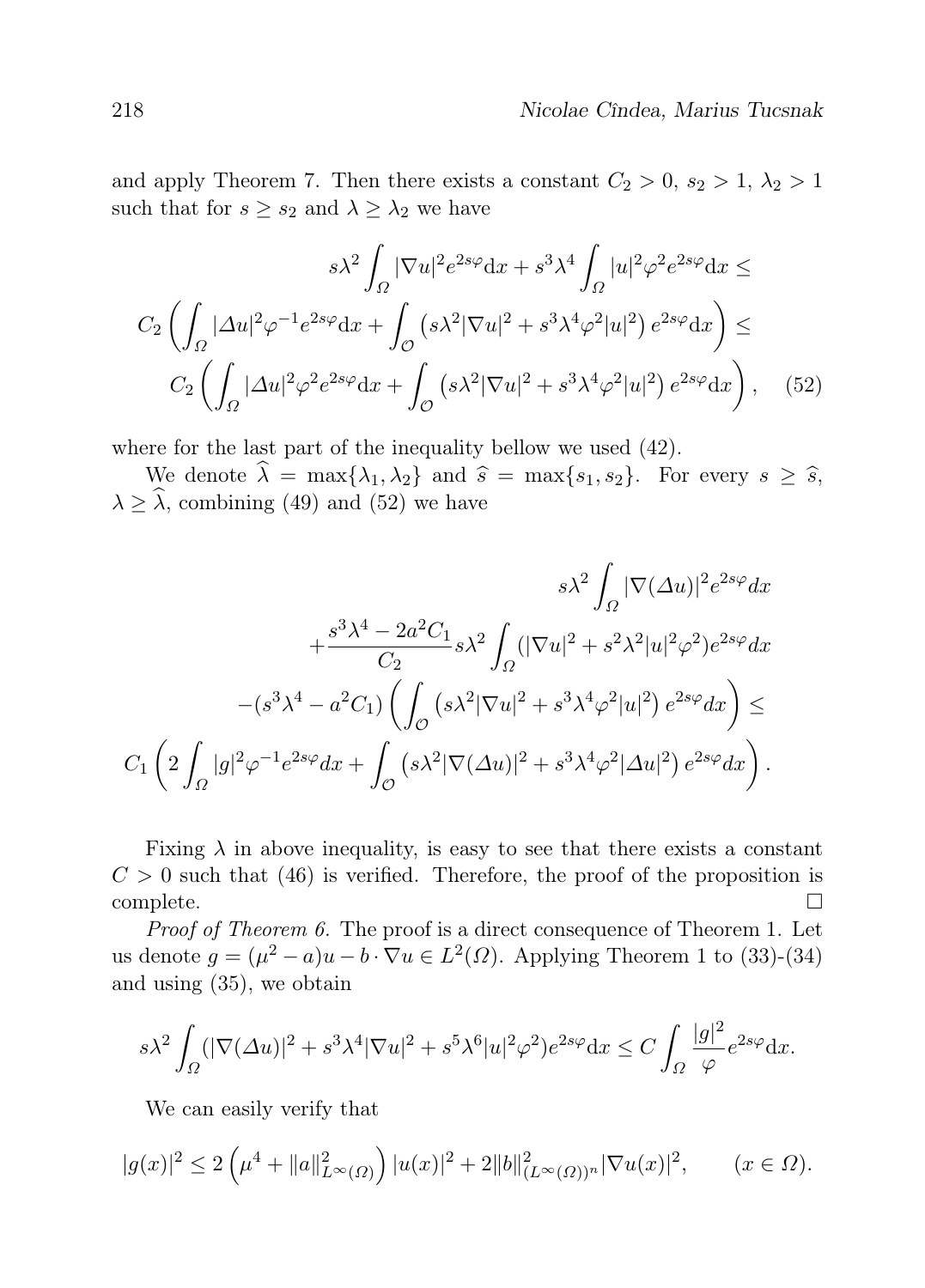and apply Theorem 7. Then there exists a constant $C_2 > 0$, $s_2 > 1$, $\lambda_2 > 1$ such that for $s \geq s_2$ and $\lambda \geq \lambda_2$ we have

$$
\begin{aligned}
s\lambda^2 \int_\Omega |\nabla u|^2 e^{2s\varphi} \mathrm{d}x + s^3\lambda^4 \int_\Omega |u|^2\varphi^2 e^{2s\varphi} \mathrm{d}x \leq \\
C_2 \left( \int_\Omega |\Delta u|^2 \varphi^{-1} e^{2s\varphi} \mathrm{d}x + \int_{\mathcal{O}} \left( s\lambda^2 |\nabla u|^2 + s^3\lambda^4\varphi^2|u|^2 \right) e^{2s\varphi} \mathrm{d}x \right) \leq \\
C_2 \left( \int_\Omega |\Delta u|^2 \varphi^2 e^{2s\varphi} \mathrm{d}x + \int_{\mathcal{O}} \left( s\lambda^2 |\nabla u|^2 + s^3\lambda^4\varphi^2|u|^2 \right) e^{2s\varphi} \mathrm{d}x \right), \quad (52)
\end{aligned}
$$

where for the last part of the inequality bellow we used (42).

We denote $\widehat{\lambda} = \max\{\lambda_1, \lambda_2\}$ and $\widehat{s} = \max\{s_1, s_2\}$. For every $s \geq \widehat{s}$, $\lambda \geq \widehat{\lambda}$, combining (49) and (52) we have

$$
\begin{aligned}
s\lambda^2 \int_\Omega |\nabla(\Delta u)|^2 e^{2s\varphi} dx \\
+ \frac{s^3\lambda^4 - 2a^2C_1}{C_2} s\lambda^2 \int_\Omega (|\nabla u|^2 + s^2\lambda^2|u|^2\varphi^2) e^{2s\varphi} dx \\
-(s^3\lambda^4 - a^2C_1) \left( \int_{\mathcal{O}} \left( s\lambda^2|\nabla u|^2 + s^3\lambda^4\varphi^2|u|^2 \right) e^{2s\varphi} dx \right) \leq \\
C_1 \left( 2\int_\Omega |g|^2\varphi^{-1} e^{2s\varphi} dx + \int_{\mathcal{O}} \left( s\lambda^2|\nabla(\Delta u)|^2 + s^3\lambda^4\varphi^2|\Delta u|^2 \right) e^{2s\varphi} dx \right).
\end{aligned}
$$

Fixing $\lambda$ in above inequality, is easy to see that there exists a constant $C > 0$ such that (46) is verified. Therefore, the proof of the proposition is complete. $\square$

*Proof of Theorem 6.* The proof is a direct consequence of Theorem 1. Let us denote $g = (\mu^2 - a)u - b \cdot \nabla u \in L^2(\Omega)$. Applying Theorem 1 to (33)-(34) and using (35), we obtain

$$
s\lambda^2 \int_\Omega (|\nabla(\Delta u)|^2 + s^3\lambda^4|\nabla u|^2 + s^5\lambda^6|u|^2\varphi^2) e^{2s\varphi} \mathrm{d}x \leq C \int_\Omega \frac{|g|^2}{\varphi} e^{2s\varphi} \mathrm{d}x.
$$

We can easily verify that

$$
|g(x)|^2 \leq 2\left(\mu^4 + \|a\|^2_{L^\infty(\Omega)}\right)|u(x)|^2 + 2\|b\|^2_{(L^\infty(\Omega))^n}|\nabla u(x)|^2, \qquad (x \in \Omega).
$$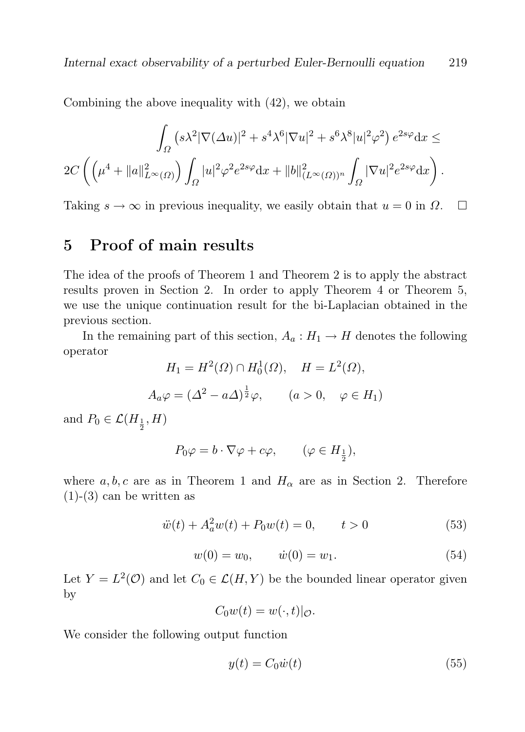Combining the above inequality with (42), we obtain

$$\int_{\Omega} \left( s\lambda^2 |\nabla(\Delta u)|^2 + s^4\lambda^6 |\nabla u|^2 + s^6\lambda^8 |u|^2\varphi^2 \right) e^{2s\varphi} \mathrm{d}x \leq$$

$$2C \left( \left( \mu^4 + \|a\|^2_{L^\infty(\Omega)} \right) \int_{\Omega} |u|^2 \varphi^2 e^{2s\varphi} \mathrm{d}x + \|b\|^2_{(L^\infty(\Omega))^n} \int_{\Omega} |\nabla u|^2 e^{2s\varphi} \mathrm{d}x \right).$$

Taking $s \to \infty$ in previous inequality, we easily obtain that $u = 0$ in $\Omega$. $\square$

## 5 Proof of main results

The idea of the proofs of Theorem 1 and Theorem 2 is to apply the abstract results proven in Section 2. In order to apply Theorem 4 or Theorem 5, we use the unique continuation result for the bi-Laplacian obtained in the previous section.

In the remaining part of this section, $A_a : H_1 \to H$ denotes the following operator

$$H_1 = H^2(\Omega) \cap H_0^1(\Omega), \quad H = L^2(\Omega),$$

$$A_a \varphi = (\Delta^2 - a\Delta)^{\frac{1}{2}} \varphi, \qquad (a > 0, \quad \varphi \in H_1)$$

and $P_0 \in \mathcal{L}(H_{\frac{1}{2}}, H)$

$$P_0 \varphi = b \cdot \nabla \varphi + c\varphi, \qquad (\varphi \in H_{\frac{1}{2}}),$$

where $a, b, c$ are as in Theorem 1 and $H_\alpha$ are as in Section 2. Therefore (1)-(3) can be written as

$$\ddot{w}(t) + A_a^2 w(t) + P_0 w(t) = 0, \qquad t > 0 \tag{53}$$

$$w(0) = w_0, \qquad \dot{w}(0) = w_1. \tag{54}$$

Let $Y = L^2(\mathcal{O})$ and let $C_0 \in \mathcal{L}(H, Y)$ be the bounded linear operator given by

$$C_0 w(t) = w(\cdot, t)|_{\mathcal{O}}.$$

We consider the following output function

$$y(t) = C_0 \dot{w}(t) \tag{55}$$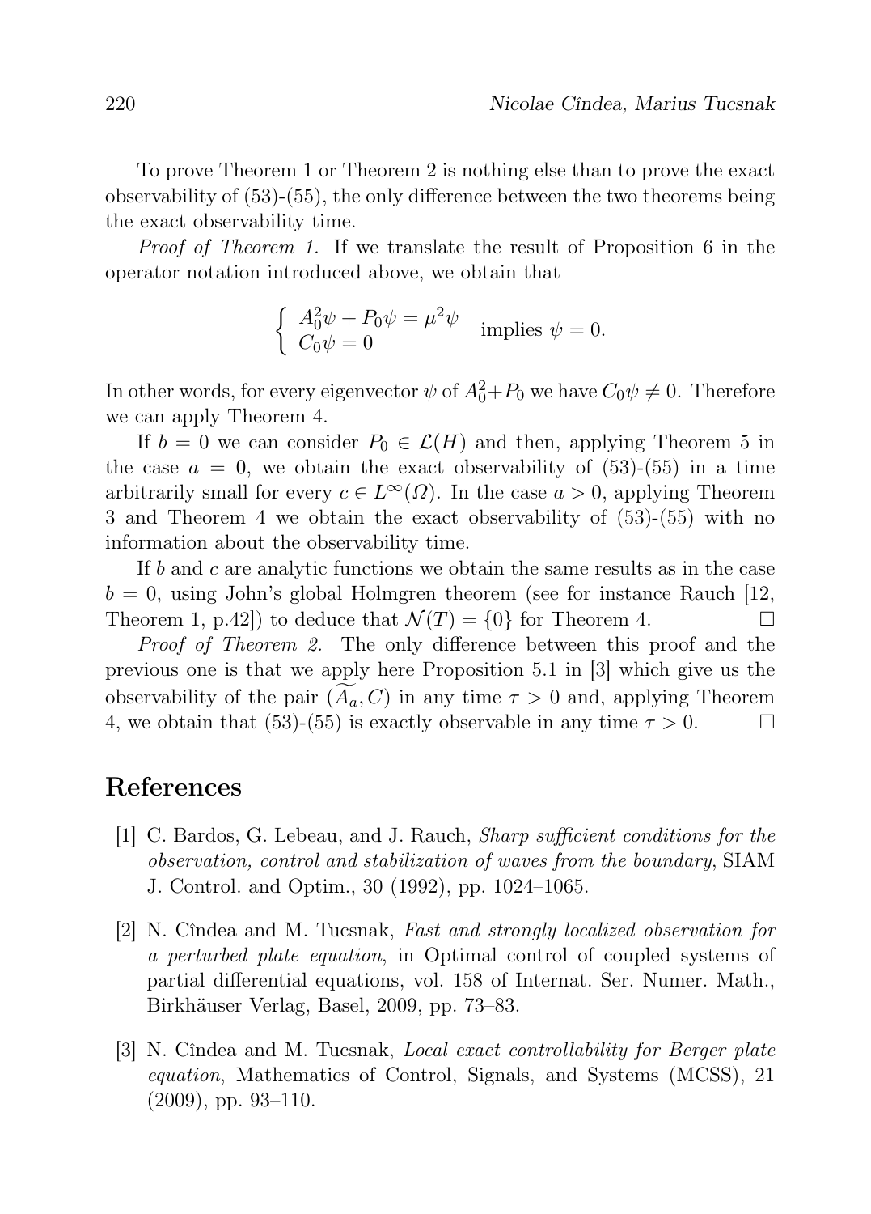To prove Theorem 1 or Theorem 2 is nothing else than to prove the exact observability of (53)-(55), the only difference between the two theorems being the exact observability time.

*Proof of Theorem 1.* If we translate the result of Proposition 6 in the operator notation introduced above, we obtain that

$$\left\{ \begin{array}{l} A_0^2\psi + P_0\psi = \mu^2\psi \\ C_0\psi = 0 \end{array} \right. \quad \text{implies } \psi = 0.$$

In other words, for every eigenvector $\psi$ of $A_0^2+P_0$ we have $C_0\psi \neq 0$. Therefore we can apply Theorem 4.

If $b = 0$ we can consider $P_0 \in \mathcal{L}(H)$ and then, applying Theorem 5 in the case $a = 0$, we obtain the exact observability of (53)-(55) in a time arbitrarily small for every $c \in L^\infty(\Omega)$. In the case $a > 0$, applying Theorem 3 and Theorem 4 we obtain the exact observability of (53)-(55) with no information about the observability time.

If $b$ and $c$ are analytic functions we obtain the same results as in the case $b = 0$, using John's global Holmgren theorem (see for instance Rauch [12, Theorem 1, p.42]) to deduce that $\mathcal{N}(T) = \{0\}$ for Theorem 4. □

*Proof of Theorem 2.* The only difference between this proof and the previous one is that we apply here Proposition 5.1 in [3] which give us the observability of the pair $(\widetilde{A_a}, C)$ in any time $\tau > 0$ and, applying Theorem 4, we obtain that (53)-(55) is exactly observable in any time $\tau > 0$. □

## References

[1] C. Bardos, G. Lebeau, and J. Rauch, *Sharp sufficient conditions for the observation, control and stabilization of waves from the boundary*, SIAM J. Control. and Optim., 30 (1992), pp. 1024–1065.

[2] N. Cîndea and M. Tucsnak, *Fast and strongly localized observation for a perturbed plate equation*, in Optimal control of coupled systems of partial differential equations, vol. 158 of Internat. Ser. Numer. Math., Birkhäuser Verlag, Basel, 2009, pp. 73–83.

[3] N. Cîndea and M. Tucsnak, *Local exact controllability for Berger plate equation*, Mathematics of Control, Signals, and Systems (MCSS), 21 (2009), pp. 93–110.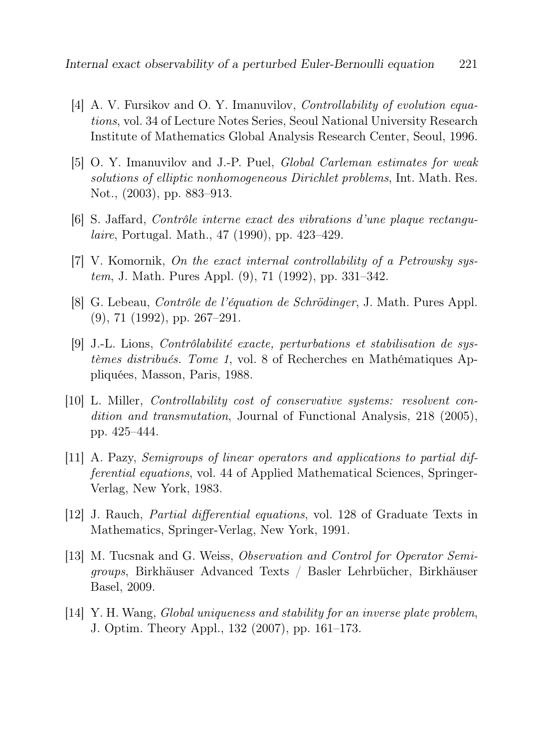[4] A. V. Fursikov and O. Y. Imanuvilov, *Controllability of evolution equations*, vol. 34 of Lecture Notes Series, Seoul National University Research Institute of Mathematics Global Analysis Research Center, Seoul, 1996.

[5] O. Y. Imanuvilov and J.-P. Puel, *Global Carleman estimates for weak solutions of elliptic nonhomogeneous Dirichlet problems*, Int. Math. Res. Not., (2003), pp. 883–913.

[6] S. Jaffard, *Contrôle interne exact des vibrations d'une plaque rectangulaire*, Portugal. Math., 47 (1990), pp. 423–429.

[7] V. Komornik, *On the exact internal controllability of a Petrowsky system*, J. Math. Pures Appl. (9), 71 (1992), pp. 331–342.

[8] G. Lebeau, *Contrôle de l'équation de Schrödinger*, J. Math. Pures Appl. (9), 71 (1992), pp. 267–291.

[9] J.-L. Lions, *Contrôlabilité exacte, perturbations et stabilisation de systèmes distribués. Tome 1*, vol. 8 of Recherches en Mathématiques Appliquées, Masson, Paris, 1988.

[10] L. Miller, *Controllability cost of conservative systems: resolvent condition and transmutation*, Journal of Functional Analysis, 218 (2005), pp. 425–444.

[11] A. Pazy, *Semigroups of linear operators and applications to partial differential equations*, vol. 44 of Applied Mathematical Sciences, Springer-Verlag, New York, 1983.

[12] J. Rauch, *Partial differential equations*, vol. 128 of Graduate Texts in Mathematics, Springer-Verlag, New York, 1991.

[13] M. Tucsnak and G. Weiss, *Observation and Control for Operator Semigroups*, Birkhäuser Advanced Texts / Basler Lehrbücher, Birkhäuser Basel, 2009.

[14] Y. H. Wang, *Global uniqueness and stability for an inverse plate problem*, J. Optim. Theory Appl., 132 (2007), pp. 161–173.